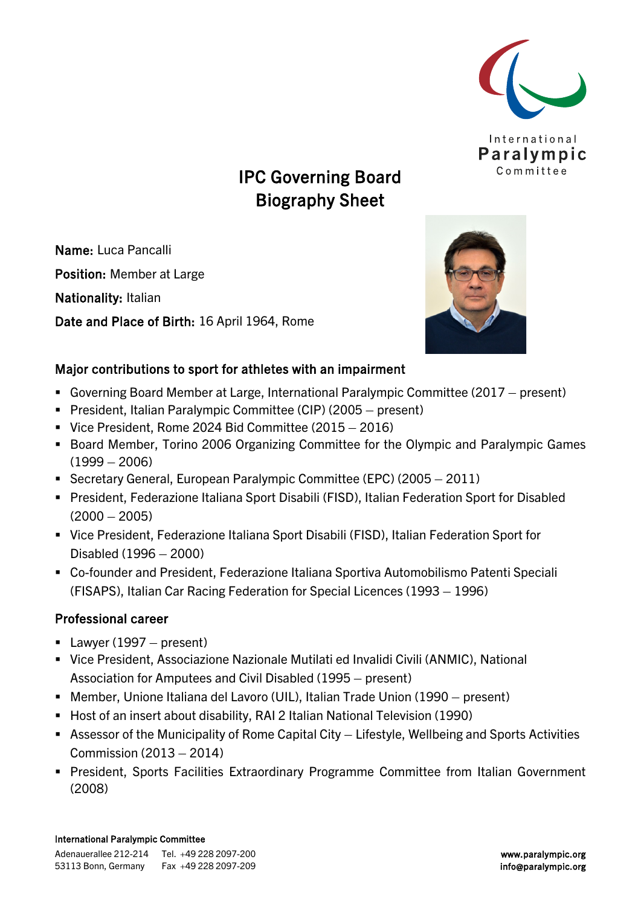# IPC Governing Board Biography Sheet

**Name:** Luca Pancalli

**Position:** Member at Large

**Nationality:** Italian

**Date and Place of Birth:** 16 April 1964, Rome

## Major contributions to sport for athletes with an impairment

- Governing Board Member at Large, International Paralympic Committee (2017 – present)
- President, Italian Paralympic Committee (CIP) (2005 – present)
- Vice President, Rome 2024 Bid Committee (2015 – 2016)
- Board Member, Torino 2006 Organizing Committee for the Olympic and Paralympic Games (1999 – 2006)
- Secretary General, European Paralympic Committee (EPC) (2005 – 2011)
- President, Federazione Italiana Sport Disabili (FISD), Italian Federation Sport for Disabled (2000 – 2005)
- Vice President, Federazione Italiana Sport Disabili (FISD), Italian Federation Sport for Disabled (1996 – 2000)
- Co-founder and President, Federazione Italiana Sportiva Automobilismo Patenti Speciali (FISAPS), Italian Car Racing Federation for Special Licences (1993 – 1996)

## Professional career

- Lawyer (1997 – present)
- Vice President, Associazione Nazionale Mutilati ed Invalidi Civili (ANMIC), National Association for Amputees and Civil Disabled (1995 – present)
- Member, Unione Italiana del Lavoro (UIL), Italian Trade Union (1990 – present)
- Host of an insert about disability, RAI 2 Italian National Television (1990)
- Assessor of the Municipality of Rome Capital City – Lifestyle, Wellbeing and Sports Activities Commission (2013 – 2014)
- President, Sports Facilities Extraordinary Programme Committee from Italian Government (2008)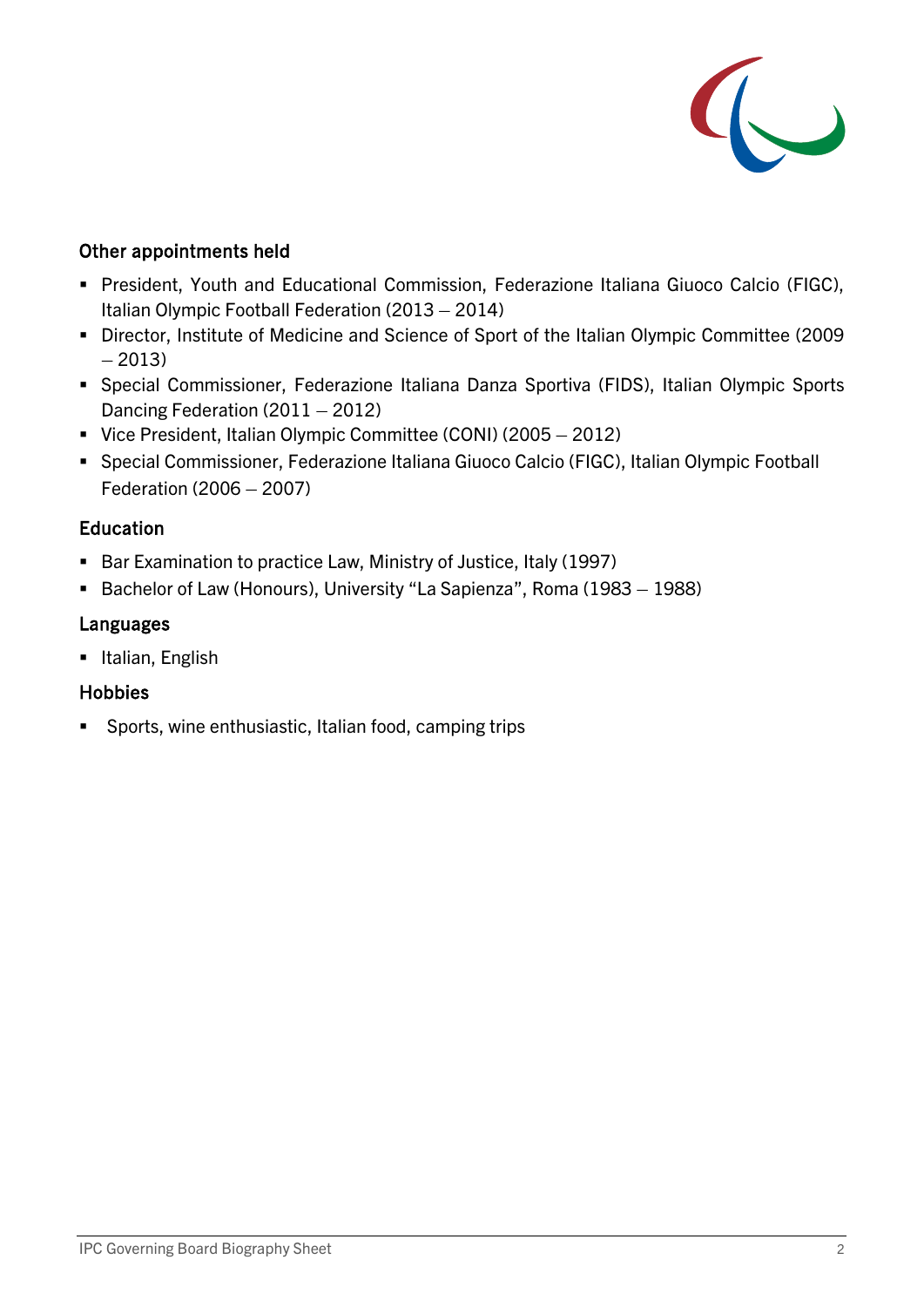## Other appointments held

- President, Youth and Educational Commission, Federazione Italiana Giuoco Calcio (FIGC), Italian Olympic Football Federation (2013 – 2014)
- Director, Institute of Medicine and Science of Sport of the Italian Olympic Committee (2009 – 2013)
- Special Commissioner, Federazione Italiana Danza Sportiva (FIDS), Italian Olympic Sports Dancing Federation (2011 – 2012)
- Vice President, Italian Olympic Committee (CONI) (2005 – 2012)
- Special Commissioner, Federazione Italiana Giuoco Calcio (FIGC), Italian Olympic Football Federation (2006 – 2007)

## Education

- Bar Examination to practice Law, Ministry of Justice, Italy (1997)
- Bachelor of Law (Honours), University "La Sapienza", Roma (1983 – 1988)

## Languages

- Italian, English

## Hobbies

- Sports, wine enthusiastic, Italian food, camping trips